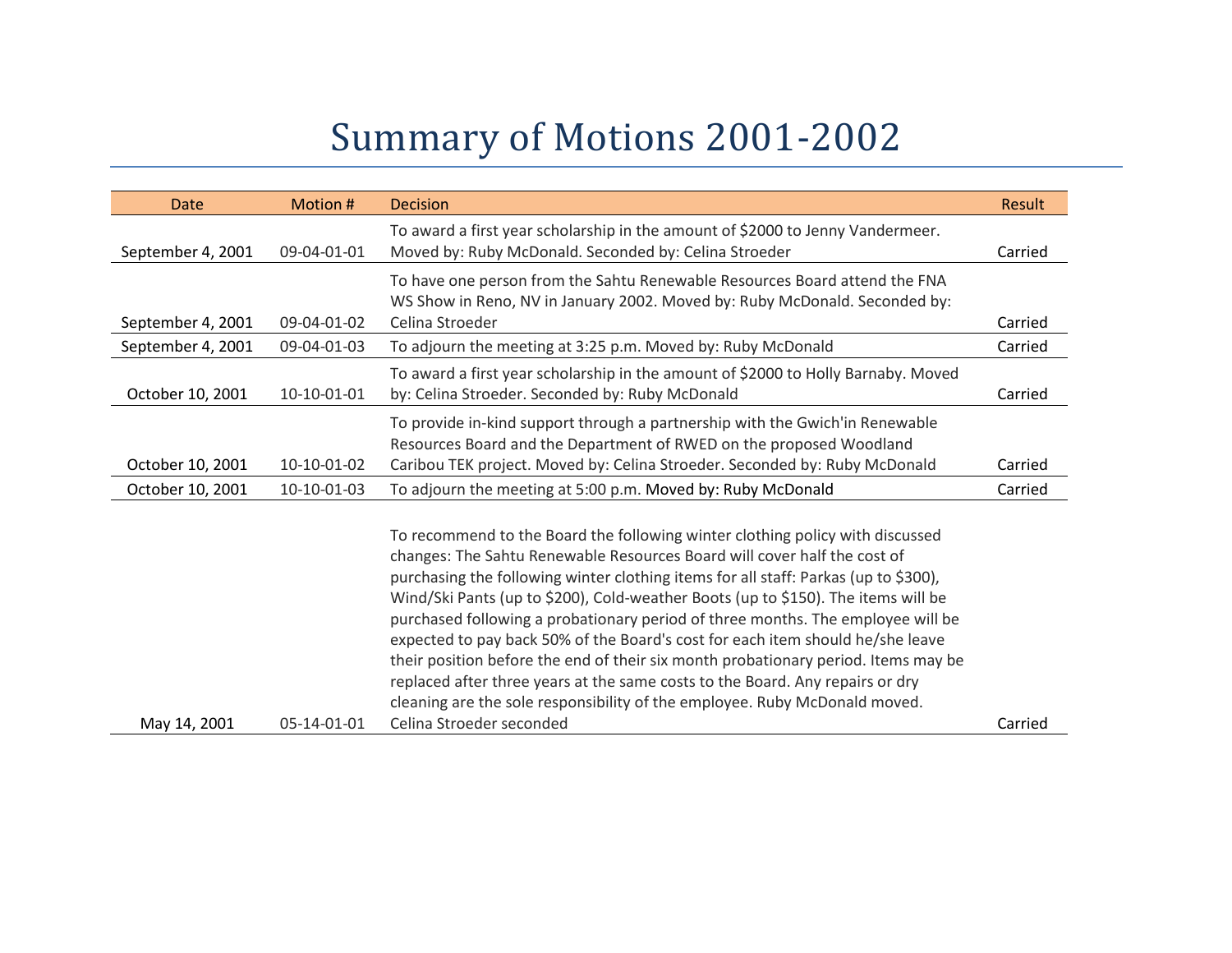# Summary of Motions 2001-2002

| Date | Motion # | Decision | Result |
|---|---|---|---|
| September 4, 2001 | 09-04-01-01 | To award a first year scholarship in the amount of $2000 to Jenny Vandermeer. Moved by: Ruby McDonald. Seconded by: Celina Stroeder | Carried |
| September 4, 2001 | 09-04-01-02 | To have one person from the Sahtu Renewable Resources Board attend the FNA WS Show in Reno, NV in January 2002. Moved by: Ruby McDonald. Seconded by: Celina Stroeder | Carried |
| September 4, 2001 | 09-04-01-03 | To adjourn the meeting at 3:25 p.m. Moved by: Ruby McDonald | Carried |
| October 10, 2001 | 10-10-01-01 | To award a first year scholarship in the amount of $2000 to Holly Barnaby. Moved by: Celina Stroeder. Seconded by: Ruby McDonald | Carried |
| October 10, 2001 | 10-10-01-02 | To provide in-kind support through a partnership with the Gwich'in Renewable Resources Board and the Department of RWED on the proposed Woodland Caribou TEK project. Moved by: Celina Stroeder. Seconded by: Ruby McDonald | Carried |
| October 10, 2001 | 10-10-01-03 | To adjourn the meeting at 5:00 p.m. Moved by: Ruby McDonald | Carried |
| May 14, 2001 | 05-14-01-01 | To recommend to the Board the following winter clothing policy with discussed changes: The Sahtu Renewable Resources Board will cover half the cost of purchasing the following winter clothing items for all staff: Parkas (up to $300), Wind/Ski Pants (up to $200), Cold-weather Boots (up to $150). The items will be purchased following a probationary period of three months. The employee will be expected to pay back 50% of the Board's cost for each item should he/she leave their position before the end of their six month probationary period. Items may be replaced after three years at the same costs to the Board. Any repairs or dry cleaning are the sole responsibility of the employee. Ruby McDonald moved. Celina Stroeder seconded | Carried |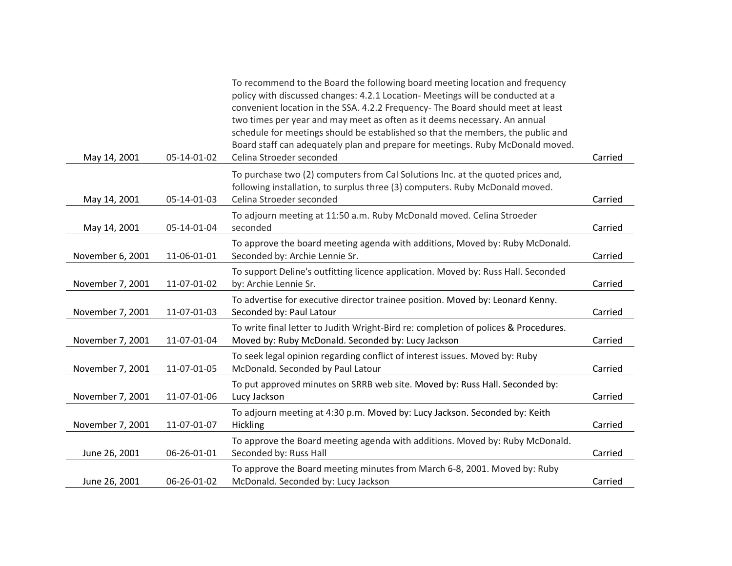| | | | |
|---|---|---|---|
| May 14, 2001 | 05-14-01-02 | To recommend to the Board the following board meeting location and frequency policy with discussed changes: 4.2.1 Location- Meetings will be conducted at a convenient location in the SSA. 4.2.2 Frequency- The Board should meet at least two times per year and may meet as often as it deems necessary. An annual schedule for meetings should be established so that the members, the public and Board staff can adequately plan and prepare for meetings. Ruby McDonald moved. Celina Stroeder seconded | Carried |
| May 14, 2001 | 05-14-01-03 | To purchase two (2) computers from Cal Solutions Inc. at the quoted prices and, following installation, to surplus three (3) computers. Ruby McDonald moved. Celina Stroeder seconded | Carried |
| May 14, 2001 | 05-14-01-04 | To adjourn meeting at 11:50 a.m. Ruby McDonald moved. Celina Stroeder seconded | Carried |
| November 6, 2001 | 11-06-01-01 | To approve the board meeting agenda with additions, Moved by: Ruby McDonald. Seconded by: Archie Lennie Sr. | Carried |
| November 7, 2001 | 11-07-01-02 | To support Deline's outfitting licence application. Moved by: Russ Hall. Seconded by: Archie Lennie Sr. | Carried |
| November 7, 2001 | 11-07-01-03 | To advertise for executive director trainee position. Moved by: Leonard Kenny. Seconded by: Paul Latour | Carried |
| November 7, 2001 | 11-07-01-04 | To write final letter to Judith Wright-Bird re: completion of polices & Procedures. Moved by: Ruby McDonald. Seconded by: Lucy Jackson | Carried |
| November 7, 2001 | 11-07-01-05 | To seek legal opinion regarding conflict of interest issues. Moved by: Ruby McDonald. Seconded by Paul Latour | Carried |
| November 7, 2001 | 11-07-01-06 | To put approved minutes on SRRB web site. Moved by: Russ Hall. Seconded by: Lucy Jackson | Carried |
| November 7, 2001 | 11-07-01-07 | To adjourn meeting at 4:30 p.m. Moved by: Lucy Jackson. Seconded by: Keith Hickling | Carried |
| June 26, 2001 | 06-26-01-01 | To approve the Board meeting agenda with additions. Moved by: Ruby McDonald. Seconded by: Russ Hall | Carried |
| June 26, 2001 | 06-26-01-02 | To approve the Board meeting minutes from March 6-8, 2001. Moved by: Ruby McDonald. Seconded by: Lucy Jackson | Carried |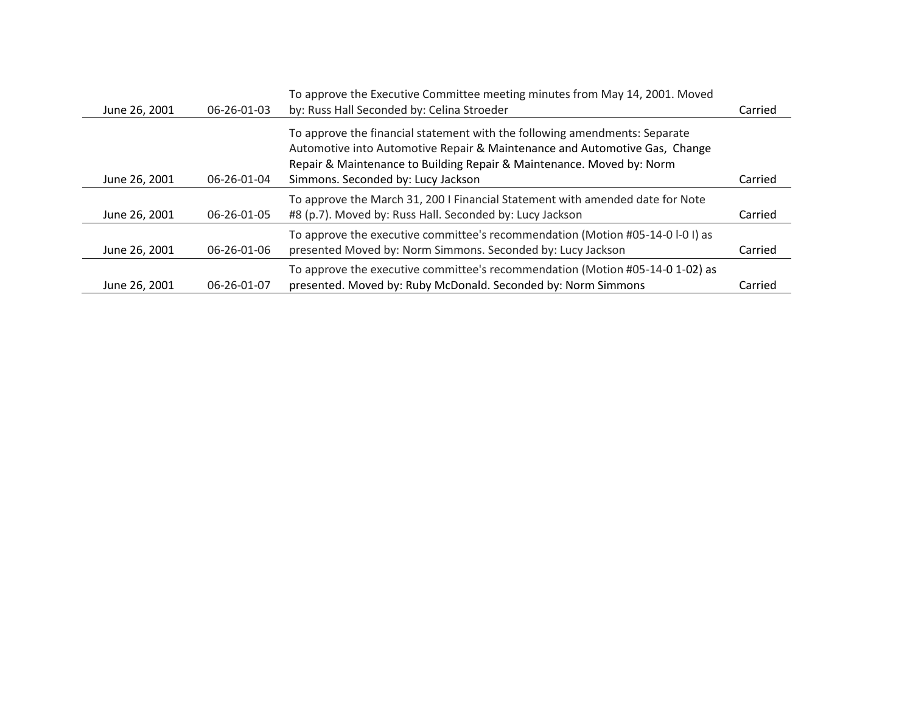| | | | |
|---|---|---|---|
| June 26, 2001 | 06-26-01-03 | To approve the Executive Committee meeting minutes from May 14, 2001. Moved by: Russ Hall Seconded by: Celina Stroeder | Carried |
| June 26, 2001 | 06-26-01-04 | To approve the financial statement with the following amendments: Separate Automotive into Automotive Repair & Maintenance and Automotive Gas, Change Repair & Maintenance to Building Repair & Maintenance. Moved by: Norm Simmons. Seconded by: Lucy Jackson | Carried |
| June 26, 2001 | 06-26-01-05 | To approve the March 31, 200 I Financial Statement with amended date for Note #8 (p.7). Moved by: Russ Hall. Seconded by: Lucy Jackson | Carried |
| June 26, 2001 | 06-26-01-06 | To approve the executive committee's recommendation (Motion #05-14-0 l-0 I) as presented Moved by: Norm Simmons. Seconded by: Lucy Jackson | Carried |
| June 26, 2001 | 06-26-01-07 | To approve the executive committee's recommendation (Motion #05-14-0 1-02) as presented. Moved by: Ruby McDonald. Seconded by: Norm Simmons | Carried |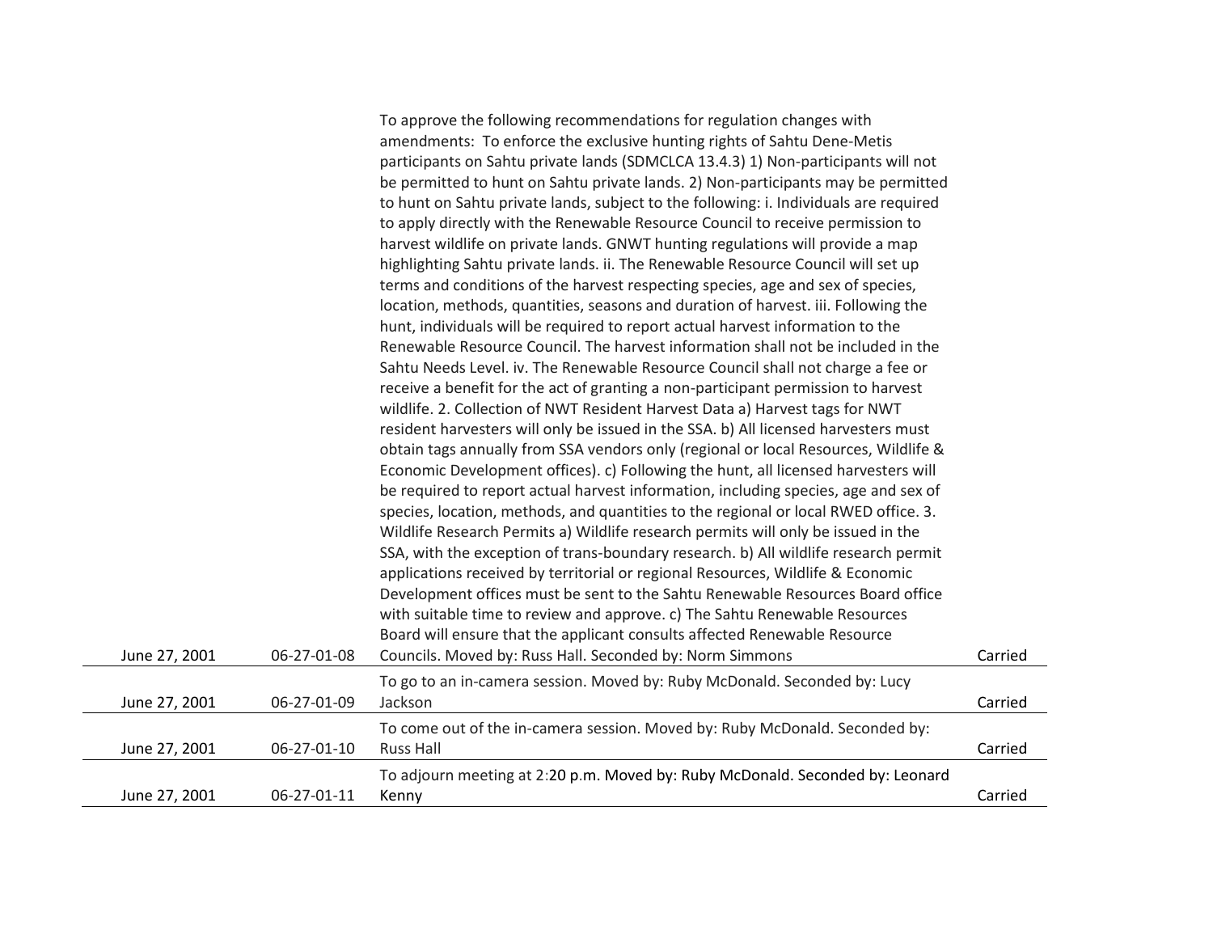| | | | |
|---|---|---|---|
| June 27, 2001 | 06-27-01-08 | To approve the following recommendations for regulation changes with amendments: To enforce the exclusive hunting rights of Sahtu Dene-Metis participants on Sahtu private lands (SDMCLCA 13.4.3) 1) Non-participants will not be permitted to hunt on Sahtu private lands. 2) Non-participants may be permitted to hunt on Sahtu private lands, subject to the following: i. Individuals are required to apply directly with the Renewable Resource Council to receive permission to harvest wildlife on private lands. GNWT hunting regulations will provide a map highlighting Sahtu private lands. ii. The Renewable Resource Council will set up terms and conditions of the harvest respecting species, age and sex of species, location, methods, quantities, seasons and duration of harvest. iii. Following the hunt, individuals will be required to report actual harvest information to the Renewable Resource Council. The harvest information shall not be included in the Sahtu Needs Level. iv. The Renewable Resource Council shall not charge a fee or receive a benefit for the act of granting a non-participant permission to harvest wildlife. 2. Collection of NWT Resident Harvest Data a) Harvest tags for NWT resident harvesters will only be issued in the SSA. b) All licensed harvesters must obtain tags annually from SSA vendors only (regional or local Resources, Wildlife & Economic Development offices). c) Following the hunt, all licensed harvesters will be required to report actual harvest information, including species, age and sex of species, location, methods, and quantities to the regional or local RWED office. 3. Wildlife Research Permits a) Wildlife research permits will only be issued in the SSA, with the exception of trans-boundary research. b) All wildlife research permit applications received by territorial or regional Resources, Wildlife & Economic Development offices must be sent to the Sahtu Renewable Resources Board office with suitable time to review and approve. c) The Sahtu Renewable Resources Board will ensure that the applicant consults affected Renewable Resource Councils. Moved by: Russ Hall. Seconded by: Norm Simmons | Carried |
| June 27, 2001 | 06-27-01-09 | To go to an in-camera session. Moved by: Ruby McDonald. Seconded by: Lucy Jackson | Carried |
| June 27, 2001 | 06-27-01-10 | To come out of the in-camera session. Moved by: Ruby McDonald. Seconded by: Russ Hall | Carried |
| June 27, 2001 | 06-27-01-11 | To adjourn meeting at 2:20 p.m. Moved by: Ruby McDonald. Seconded by: Leonard Kenny | Carried |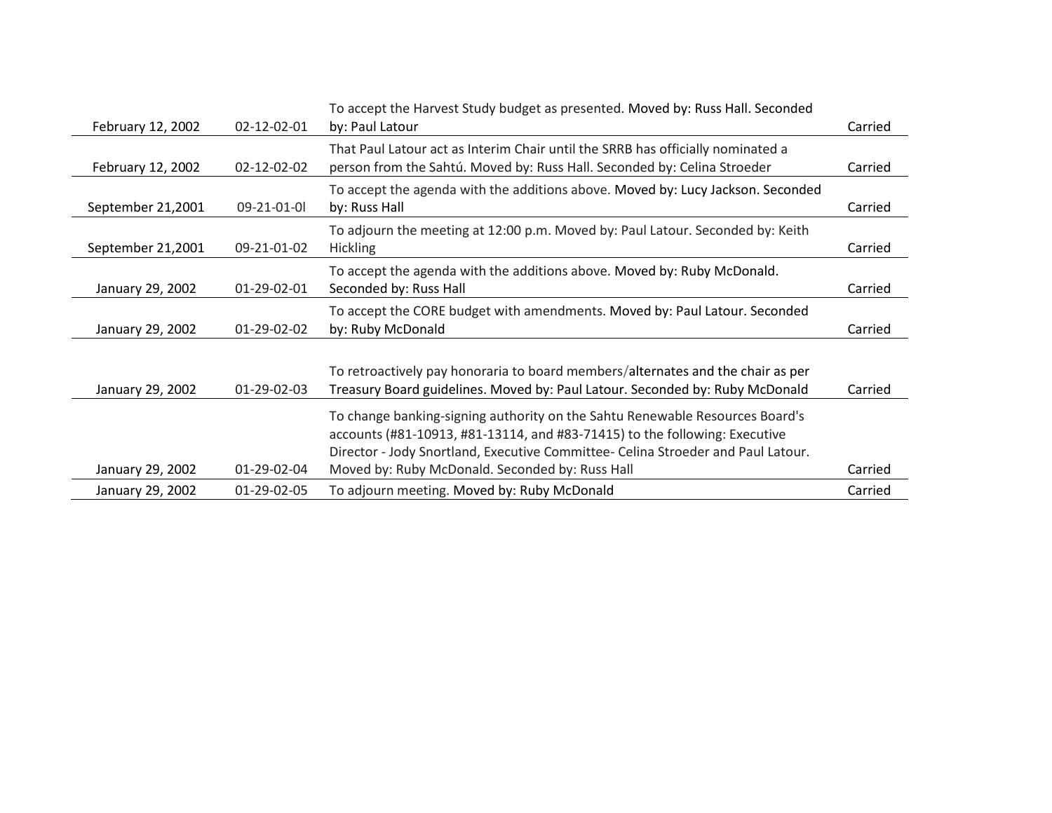| | | | |
|---|---|---|---|
| February 12, 2002 | 02-12-02-01 | To accept the Harvest Study budget as presented. Moved by: Russ Hall. Seconded by: Paul Latour | Carried |
| February 12, 2002 | 02-12-02-02 | That Paul Latour act as Interim Chair until the SRRB has officially nominated a person from the Sahtú. Moved by: Russ Hall. Seconded by: Celina Stroeder | Carried |
| September 21,2001 | 09-21-01-0l | To accept the agenda with the additions above. Moved by: Lucy Jackson. Seconded by: Russ Hall | Carried |
| September 21,2001 | 09-21-01-02 | To adjourn the meeting at 12:00 p.m. Moved by: Paul Latour. Seconded by: Keith Hickling | Carried |
| January 29, 2002 | 01-29-02-01 | To accept the agenda with the additions above. Moved by: Ruby McDonald. Seconded by: Russ Hall | Carried |
| January 29, 2002 | 01-29-02-02 | To accept the CORE budget with amendments. Moved by: Paul Latour. Seconded by: Ruby McDonald | Carried |
| January 29, 2002 | 01-29-02-03 | To retroactively pay honoraria to board members/alternates and the chair as per Treasury Board guidelines. Moved by: Paul Latour. Seconded by: Ruby McDonald | Carried |
| January 29, 2002 | 01-29-02-04 | To change banking-signing authority on the Sahtu Renewable Resources Board's accounts (#81-10913, #81-13114, and #83-71415) to the following: Executive Director - Jody Snortland, Executive Committee- Celina Stroeder and Paul Latour. Moved by: Ruby McDonald. Seconded by: Russ Hall | Carried |
| January 29, 2002 | 01-29-02-05 | To adjourn meeting. Moved by: Ruby McDonald | Carried |